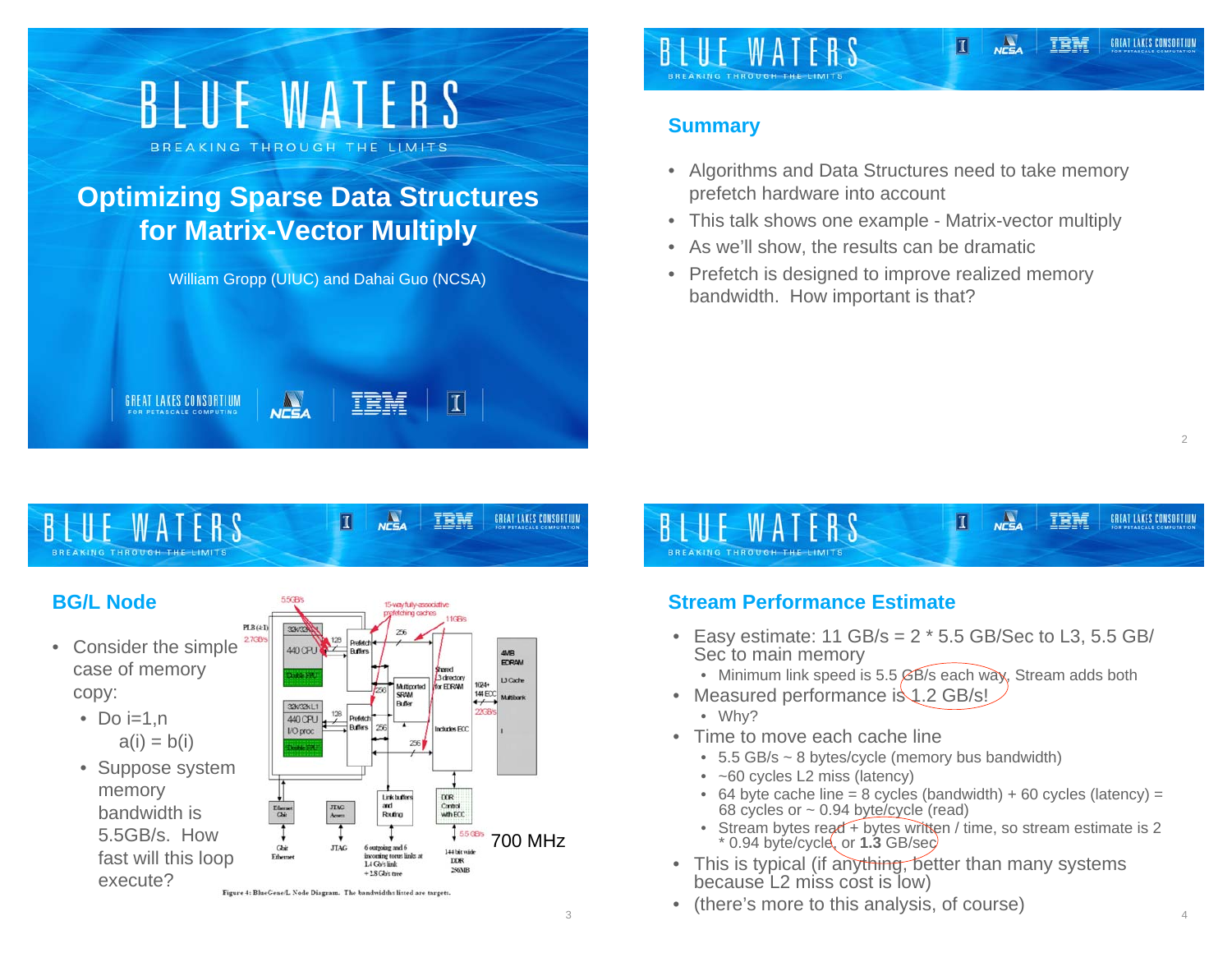# Optimizing Sparse Data Structures for Matrix-Vector Multiply

William Gropp (UIUC) and Dahai Guo (NCSA)

## Summary

- Algorithms and Data Structures need to take memory prefetch hardware into account
- This talk shows one example - Matrix-vector multiply
- As we'll show, the results can be dramatic
- Prefetch is designed to improve realized memory bandwidth. How important is that?

## BG/L Node

- Consider the simple case of memory copy:
  - Do i=1,n
    a(i) = b(i)
  - Suppose system memory bandwidth is 5.5GB/s. How fast will this loop execute?

700 MHz

Figure 4: BlueGene/L Node Diagram. The bandwidths listed are targets.

## Stream Performance Estimate

- Easy estimate: 11 GB/s = 2 * 5.5 GB/Sec to L3, 5.5 GB/Sec to main memory
  - Minimum link speed is 5.5 GB/s each way, Stream adds both
- Measured performance is 1.2 GB/s!
  - Why?
- Time to move each cache line
  - 5.5 GB/s ~ 8 bytes/cycle (memory bus bandwidth)
  - ~60 cycles L2 miss (latency)
  - 64 byte cache line = 8 cycles (bandwidth) + 60 cycles (latency) = 68 cycles or ~ 0.94 byte/cycle (read)
  - Stream bytes read + bytes written / time, so stream estimate is 2 * 0.94 byte/cycle, or **1.3** GB/sec
- This is typical (if anything, better than many systems because L2 miss cost is low)
- (there's more to this analysis, of course)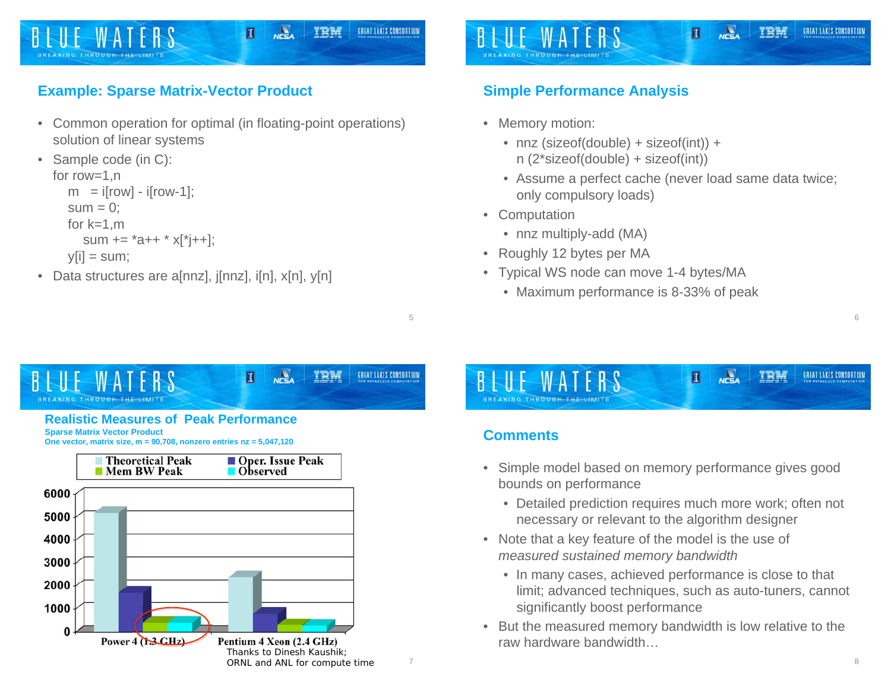## Example: Sparse Matrix-Vector Product

- Common operation for optimal (in floating-point operations) solution of linear systems
- Sample code (in C):

```
for row=1,n
    m   = i[row] - i[row-1];
    sum = 0;
    for k=1,m
        sum += *a++ * x[*j++];
    y[i] = sum;
```

- Data structures are a[nnz], j[nnz], i[n], x[n], y[n]

## Simple Performance Analysis

- Memory motion:
  - nnz (sizeof(double) + sizeof(int)) + n (2*sizeof(double) + sizeof(int))
  - Assume a perfect cache (never load same data twice; only compulsory loads)
- Computation
  - nnz multiply-add (MA)
- Roughly 12 bytes per MA
- Typical WS node can move 1-4 bytes/MA
  - Maximum performance is 8-33% of peak

## Realistic Measures of Peak Performance

**Sparse Matrix Vector Product**

**One vector, matrix size, m = 90,708, nonzero entries nz = 5,047,120**

Legend: Theoretical Peak, Oper. Issue Peak, Mem BW Peak, Observed

Power 4 (1.3 GHz); Pentium 4 Xeon (2.4 GHz)

Thanks to Dinesh Kaushik; ORNL and ANL for compute time

## Comments

- Simple model based on memory performance gives good bounds on performance
  - Detailed prediction requires much more work; often not necessary or relevant to the algorithm designer
- Note that a key feature of the model is the use of *measured sustained memory bandwidth*
  - In many cases, achieved performance is close to that limit; advanced techniques, such as auto-tuners, cannot significantly boost performance
- But the measured memory bandwidth is low relative to the raw hardware bandwidth…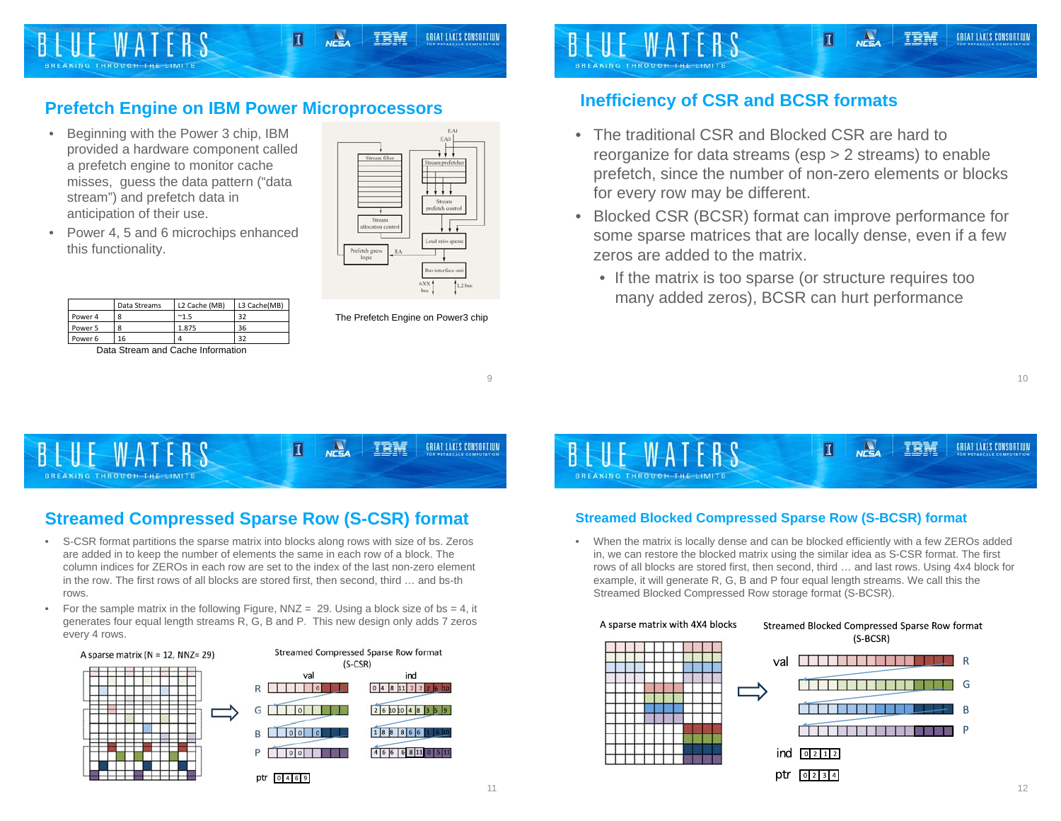## Prefetch Engine on IBM Power Microprocessors

- Beginning with the Power 3 chip, IBM provided a hardware component called a prefetch engine to monitor cache misses, guess the data pattern ("data stream") and prefetch data in anticipation of their use.
- Power 4, 5 and 6 microchips enhanced this functionality.

| | Data Streams | L2 Cache (MB) | L3 Cache(MB) |
|---|---|---|---|
| Power 4 | 8 | ~1.5 | 32 |
| Power 5 | 8 | 1.875 | 36 |
| Power 6 | 16 | 4 | 32 |

Data Stream and Cache Information

The Prefetch Engine on Power3 chip

## Inefficiency of CSR and BCSR formats

- The traditional CSR and Blocked CSR are hard to reorganize for data streams (esp > 2 streams) to enable prefetch, since the number of non-zero elements or blocks for every row may be different.
- Blocked CSR (BCSR) format can improve performance for some sparse matrices that are locally dense, even if a few zeros are added to the matrix.
  - If the matrix is too sparse (or structure requires too many added zeros), BCSR can hurt performance

## Streamed Compressed Sparse Row (S-CSR) format

- S-CSR format partitions the sparse matrix into blocks along rows with size of bs. Zeros are added in to keep the number of elements the same in each row of a block. The column indices for ZEROs in each row are set to the index of the last non-zero element in the row. The first rows of all blocks are stored first, then second, third … and bs-th rows.
- For the sample matrix in the following Figure, NNZ = 29. Using a block size of bs = 4, it generates four equal length streams R, G, B and P. This new design only adds 7 zeros every 4 rows.

A sparse matrix (N = 12, NNZ= 29)

Streamed Compressed Sparse Row format (S-CSR)

## Streamed Blocked Compressed Sparse Row (S-BCSR) format

- When the matrix is locally dense and can be blocked efficiently with a few ZEROs added in, we can restore the blocked matrix using the similar idea as S-CSR format. The first rows of all blocks are stored first, then second, third … and last rows. Using 4x4 block for example, it will generate R, G, B and P four equal length streams. We call this the Streamed Blocked Compressed Row storage format (S-BCSR).

A sparse matrix with 4X4 blocks

Streamed Blocked Compressed Sparse Row format (S-BCSR)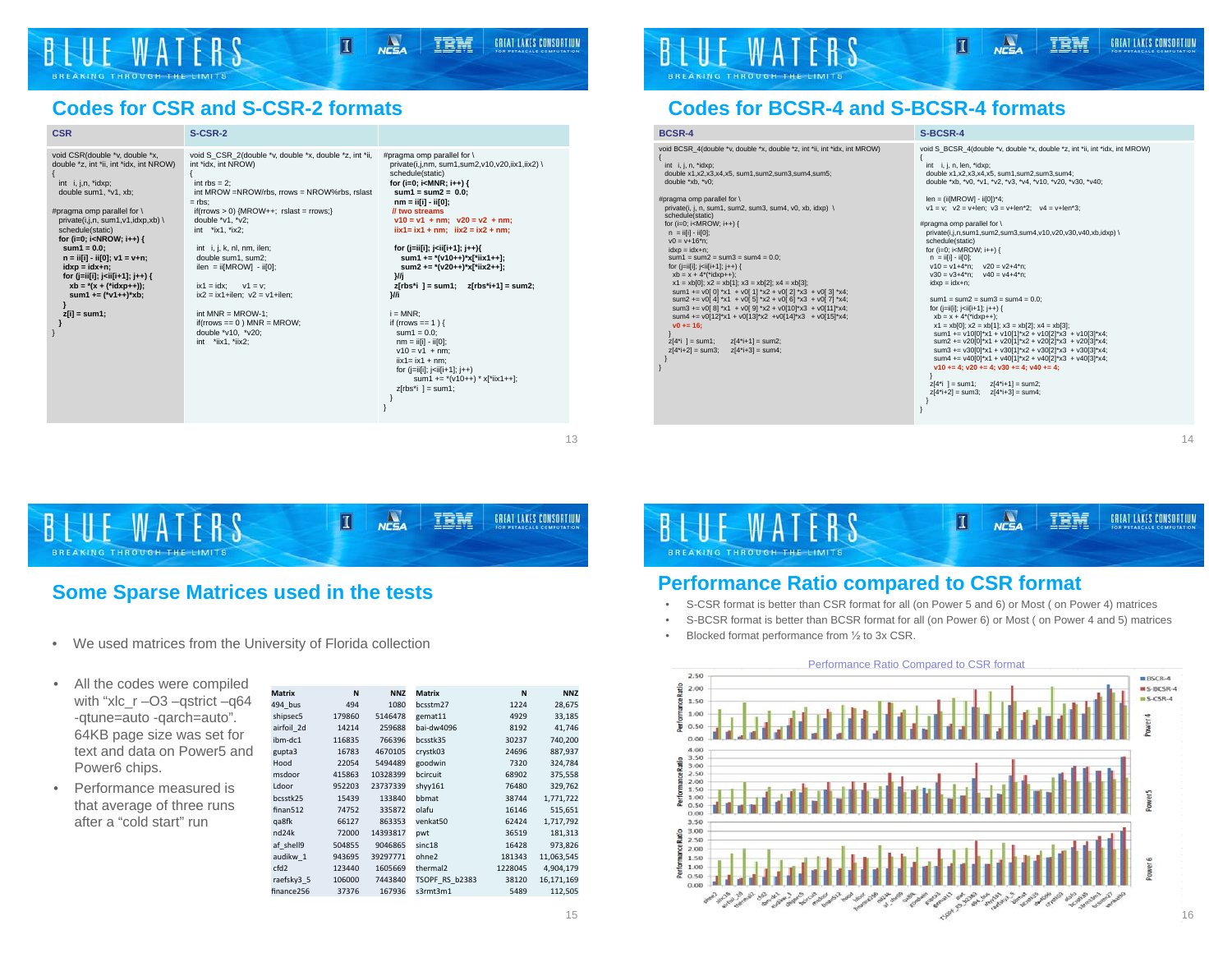## Codes for CSR and S-CSR-2 formats

**CSR**

```
void CSR(double *v, double *x,
double *z, int *ii, int *idx, int NROW)
{
  int  i, j,n, *idxp;
  double sum1, *v1, xb;

#pragma omp parallel for \
  private(i,j,n, sum1,v1,idxp,xb) \
  schedule(static)
  for (i=0; i<NROW; i++) {
    sum1 = 0.0;
    n = ii[i] - ii[0]; v1 = v+n;
    idxp = idx+n;
    for (j=ii[i]; j<ii[i+1]; j++) {
      xb = *(x + (*idxp++));
      sum1 += (*v1++)*xb;
    }
    z[i] = sum1;
  }
}
```

**S-CSR-2**

```
void S_CSR_2(double *v, double *x, double *z, int *ii,
int *idx, int NROW)
{
  int rbs = 2;
  int MROW =NROW/rbs, rrows = NROW%rbs, rslast
= rbs;
  if(rrows > 0) {MROW++;  rslast = rrows;}
  double *v1, *v2;
  int   *ix1, *ix2;

  int  i, j, k, nl, nm, ilen;
  double sum1, sum2;
  ilen = ii[MROW] - ii[0];

  ix1 = idx;      v1 = v;
  ix2 = ix1+ilen;  v2 = v1+ilen;

  int MNR = MROW-1;
  if(rrows == 0 ) MNR = MROW;
  double *v10,  *v20;
  int   *iix1, *iix2;
```

```
#pragma omp parallel for \
  private(i,j,nm, sum1,sum2,v10,v20,iix1,iix2) \
  schedule(static)
  for (i=0; i<MNR; i++) {
    sum1 = sum2 =  0.0;
    nm = ii[i] - ii[0];
    // two streams
    v10 = v1 + nm;   v20 = v2 + nm;
    iix1= ix1 + nm;  iix2 = ix2 + nm;

    for (j=ii[i]; j<ii[i+1]; j++){
      sum1 += *(v10++)*x[*iix1++];
      sum2 += *(v20++)*x[*iix2++];
    }//j
    z[rbs*i ] = sum1;     z[rbs*i+1] = sum2;
  }//i

  i = MNR;
  if (rrows == 1 ) {
    sum1 = 0.0;
    nm = ii[i] - ii[0];
    v10 = v1 + nm;
    iix1= ix1 + nm;
    for (j=ii[i]; j<ii[i+1]; j++)
          sum1 += *(v10++) * x[*iix1++];
    z[rbs*i ] = sum1;
  }
}
```

## Codes for BCSR-4 and S-BCSR-4 formats

**BCSR-4**

```
void BCSR_4(double *v, double *z, int *ii, int *idx, int MROW)
{
  int  i, j, n, *idxp;
  double x1,x2,x3,x4,x5, sum1,sum2,sum3,sum4,sum5;
  double *xb, *v0;

#pragma omp parallel for \
  private(i, j, n, sum1, sum2, sum3, sum4, v0, xb, idxp)  \
  schedule(static)
  for (i=0; i<MROW; i++) {
    n  = ii[i] - ii[0];
    v0 = v+16*n;
    idxp = idx+n;
    sum1 = sum2 = sum3 = sum4 = 0.0;
    for (j=ii[i]; j<ii[i+1]; j++) {
      xb = x + 4*(*idxp++);
      x1 = xb[0]; x2 = xb[1]; x3 = xb[2]; x4 = xb[3];
      sum1 += v0[ 0] *x1  + v0[ 1] *x2  + v0[ 2] *x3  + v0[ 3] *x4;
      sum2 += v0[ 4] *x1  + v0[ 5] *x2  + v0[ 6] *x3  + v0[ 7] *x4;
      sum3 += v0[ 8] *x1  + v0[ 9] *x2  + v0[10]*x3  + v0[11]*x4;
      sum4 += v0[12]*x1  + v0[13]*x2  +v0[14]*x3   + v0[15]*x4;
      v0 += 16;
    }
    z[4*i  ] = sum1;      z[4*i+1] = sum2;
    z[4*i+2] = sum3;      z[4*i+3] = sum4;
  }
}
```

**S-BCSR-4**

```
void S_BCSR_4(double *v, double *x, double *z, int *ii, int *idx, int MROW)
{
  int   i, j, n, len, *idxp;
  double x1,x2,x3,x4, sum1,sum2,sum3,sum4;
  double *xb, *v0, *v1, *v2, *v3, *v4, *v10, *v20, *v30, *v40;

  len = (ii[MROW] - ii[0])*4;
  v1 = v;   v2 = v+len;  v3 = v+len*2;   v4 = v+len*3;

#pragma omp parallel for \
  private(i,j,n,sum1,sum2,sum3,sum4,v10,v20,v30,v40,xb,idxp) \
  schedule(static)
  for (i=0; i<MROW; i++) {
    n  = ii[i] - ii[0];
    v10 = v1+4*n;     v20 = v2+4*n;
    v30 = v3+4*n;     v40 = v4+4*n;
    idxp = idx+n;

    sum1 = sum2 = sum3 = sum4 = 0.0;
    for (j=ii[i]; j<ii[i+1]; j++) {
      xb = x + 4*(*idxp++);
      x1 = xb[0]; x2 = xb[1]; x3 = xb[2]; x4 = xb[3];
      sum1 += v10[0]*x1 + v10[1]*x2 + v10[2]*x3  + v10[3]*x4;
      sum2 += v20[0]*x1 + v20[1]*x2 + v20[2]*x3  + v20[3]*x4;
      sum3 += v30[0]*x1 + v30[1]*x2 + v30[2]*x3  + v30[3]*x4;
      sum4 += v40[0]*x1 + v40[1]*x2 + v40[2]*x3  + v40[3]*x4;
      v10 += 4; v20 += 4; v30 += 4; v40 += 4;
    }
    z[4*i  ] = sum1;      z[4*i+1] = sum2;
    z[4*i+2] = sum3;      z[4*i+3] = sum4;
  }
}
```

## Some Sparse Matrices used in the tests

- We used matrices from the University of Florida collection
- All the codes were compiled with "xlc_r –O3 –qstrict –q64 -qtune=auto -qarch=auto". 64KB page size was set for text and data on Power5 and Power6 chips.
- Performance measured is that average of three runs after a "cold start" run

| Matrix | N | NNZ | Matrix | N | NNZ |
|---|---|---|---|---|---|
| 494_bus | 494 | 1080 | bcsstm27 | 1224 | 28,675 |
| shipsec5 | 179860 | 5146478 | gemat11 | 4929 | 33,185 |
| airfoil_2d | 14214 | 259688 | bai-dw4096 | 8192 | 41,746 |
| ibm-dc1 | 116835 | 766396 | bcsstk35 | 30237 | 740,200 |
| gupta3 | 16783 | 4670105 | crystk03 | 24696 | 887,937 |
| Hood | 22054 | 5494489 | goodwin | 7320 | 324,784 |
| msdoor | 415863 | 10328399 | bcircuit | 68902 | 375,558 |
| Ldoor | 952203 | 23737339 | shyy161 | 76480 | 329,762 |
| bcsstk25 | 15439 | 133840 | bbmat | 38744 | 1,771,722 |
| finan512 | 74752 | 335872 | olafu | 16146 | 515,651 |
| qa8fk | 66127 | 863353 | venkat50 | 62424 | 1,717,792 |
| nd24k | 72000 | 14393817 | pwt | 36519 | 181,313 |
| af_shell9 | 504855 | 9046865 | sinc18 | 16428 | 973,826 |
| audikw_1 | 943695 | 39297771 | ohne2 | 181343 | 11,063,545 |
| cfd2 | 123440 | 1605669 | thermal2 | 1228045 | 4,904,179 |
| raefsky3_5 | 106000 | 7443840 | TSOPF_RS_b2383 | 38120 | 16,171,169 |
| finance256 | 37376 | 167936 | s3rmt3m1 | 5489 | 112,505 |

## Performance Ratio compared to CSR format

- S-CSR format is better than CSR format for all (on Power 5 and 6) or Most ( on Power 4) matrices
- S-BCSR format is better than BCSR format for all (on Power 6) or Most ( on Power 4 and 5) matrices
- Blocked format performance from ½ to 3x CSR.

Performance Ratio Compared to CSR format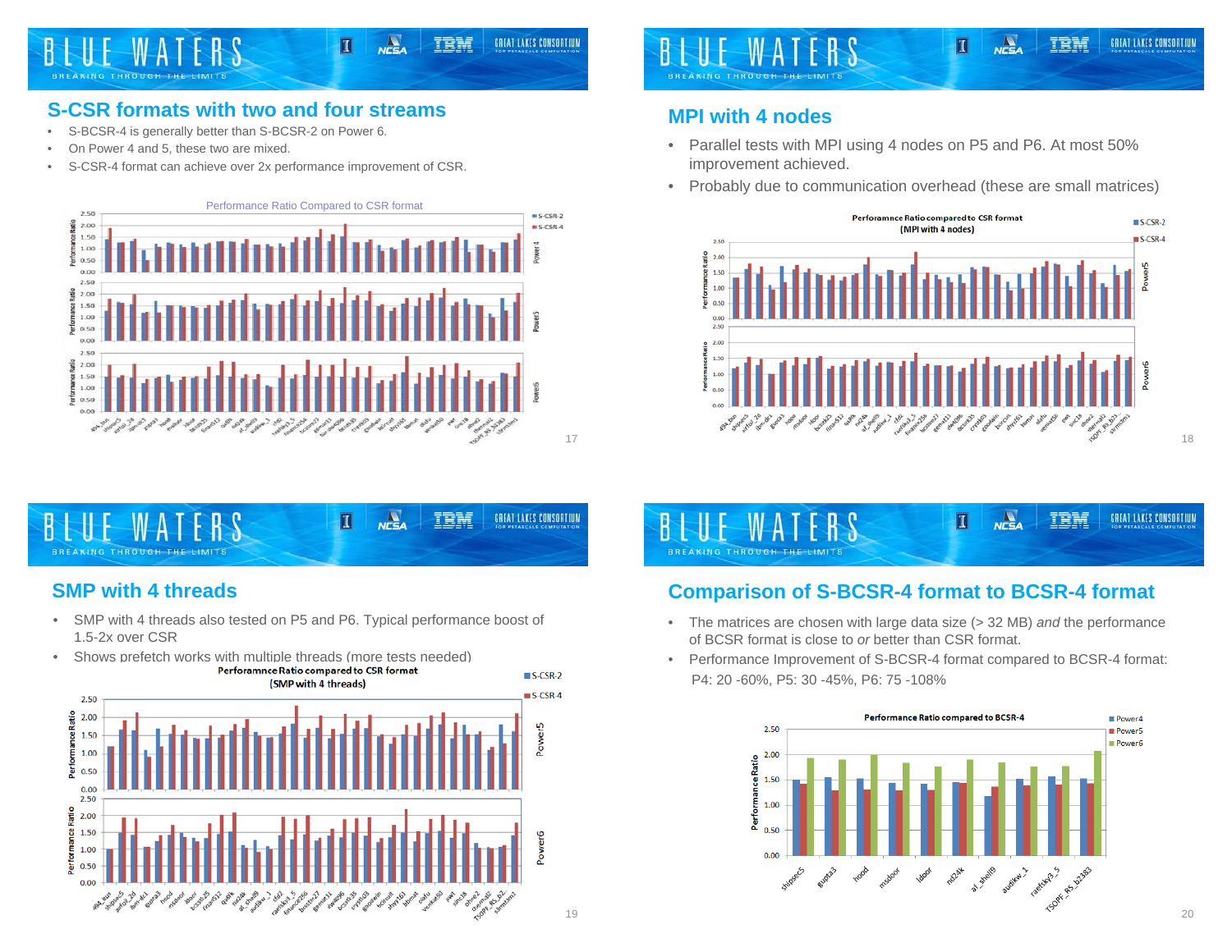## S-CSR formats with two and four streams

- S-BCSR-4 is generally better than S-BCSR-2 on Power 6.
- On Power 4 and 5, these two are mixed.
- S-CSR-4 format can achieve over 2x performance improvement of CSR.

## MPI with 4 nodes

- Parallel tests with MPI using 4 nodes on P5 and P6. At most 50% improvement achieved.
- Probably due to communication overhead (these are small matrices)

## SMP with 4 threads

- SMP with 4 threads also tested on P5 and P6. Typical performance boost of 1.5-2x over CSR
- Shows prefetch works with multiple threads (more tests needed)

## Comparison of S-BCSR-4 format to BCSR-4 format

- The matrices are chosen with large data size (> 32 MB) *and* the performance of BCSR format is close to *or* better than CSR format.
- Performance Improvement of S-BCSR-4 format compared to BCSR-4 format: P4: 20 -60%, P5: 30 -45%, P6: 75 -108%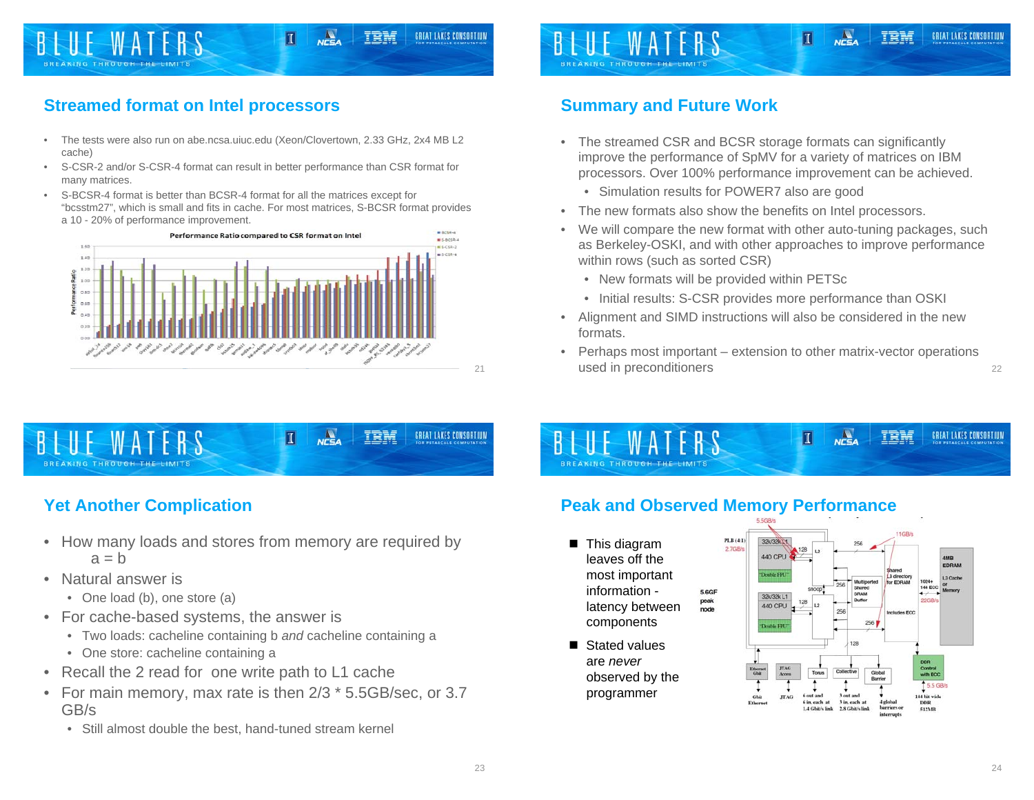## Streamed format on Intel processors

- The tests were also run on abe.ncsa.uiuc.edu (Xeon/Clovertown, 2.33 GHz, 2x4 MB L2 cache)
- S-CSR-2 and/or S-CSR-4 format can result in better performance than CSR format for many matrices.
- S-BCSR-4 format is better than BCSR-4 format for all the matrices except for "bcsstm27", which is small and fits in cache. For most matrices, S-BCSR format provides a 10 - 20% of performance improvement.

Performance Ratio compared to CSR format on Intel

## Summary and Future Work

- The streamed CSR and BCSR storage formats can significantly improve the performance of SpMV for a variety of matrices on IBM processors. Over 100% performance improvement can be achieved.
  - Simulation results for POWER7 also are good
- The new formats also show the benefits on Intel processors.
- We will compare the new format with other auto-tuning packages, such as Berkeley-OSKI, and with other approaches to improve performance within rows (such as sorted CSR)
  - New formats will be provided within PETSc
  - Initial results: S-CSR provides more performance than OSKI
- Alignment and SIMD instructions will also be considered in the new formats.
- Perhaps most important – extension to other matrix-vector operations used in preconditioners

## Yet Another Complication

- How many loads and stores from memory are required by
  a = b
- Natural answer is
  - One load (b), one store (a)
- For cache-based systems, the answer is
  - Two loads: cacheline containing b *and* cacheline containing a
  - One store: cacheline containing a
- Recall the 2 read for one write path to L1 cache
- For main memory, max rate is then 2/3 * 5.5GB/sec, or 3.7 GB/s
  - Still almost double the best, hand-tuned stream kernel

## Peak and Observed Memory Performance

- This diagram leaves off the most important information - latency between components
- Stated values are *never* observed by the programmer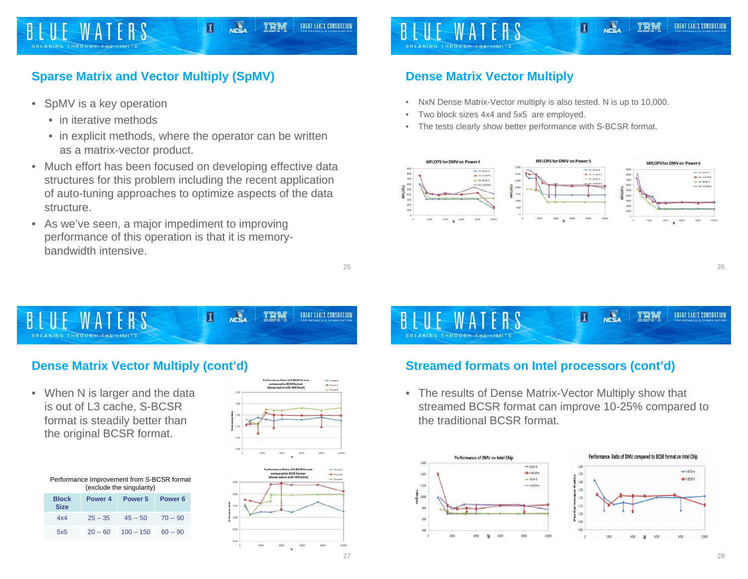## Sparse Matrix and Vector Multiply (SpMV)

- SpMV is a key operation
  - in iterative methods
  - in explicit methods, where the operator can be written as a matrix-vector product.
- Much effort has been focused on developing effective data structures for this problem including the recent application of auto-tuning approaches to optimize aspects of the data structure.
- As we've seen, a major impediment to improving performance of this operation is that it is memory-bandwidth intensive.

## Dense Matrix Vector Multiply

- NxN Dense Matrix-Vector multiply is also tested. N is up to 10,000.
- Two block sizes 4x4 and 5x5 are employed.
- The tests clearly show better performance with S-BCSR format.

MFLOPS for DMV on Power 4

MFLOPS for DMV on Power 5

MFLOPS for DMV on Power 6

## Dense Matrix Vector Multiply (cont'd)

- When N is larger and the data is out of L3 cache, S-BCSR format is steadily better than the original BCSR format.

Performance Improvement from S-BCSR format (exclude the singularity)

| Block Size | Power 4 | Power 5 | Power 6 |
|---|---|---|---|
| 4x4 | 25 – 35 | 45 -- 50 | 70 -- 90 |
| 5x5 | 20 -- 60 | 100 – 150 | 60 -- 90 |

Performance Ratio of S-BCSR format compared to BCSR format (dense matrix with 4X4 block)

Performance Ratio of S-BCSR format compared to BCSR format (dense matrix with 5X5 block)

## Streamed formats on Intel processors (cont'd)

- The results of Dense Matrix-Vector Multiply show that streamed BCSR format can improve 10-25% compared to the traditional BCSR format.

Performance of DMV on Intel Chip

Performance Ratio of DMV compared to BCSR format on Intel Chip